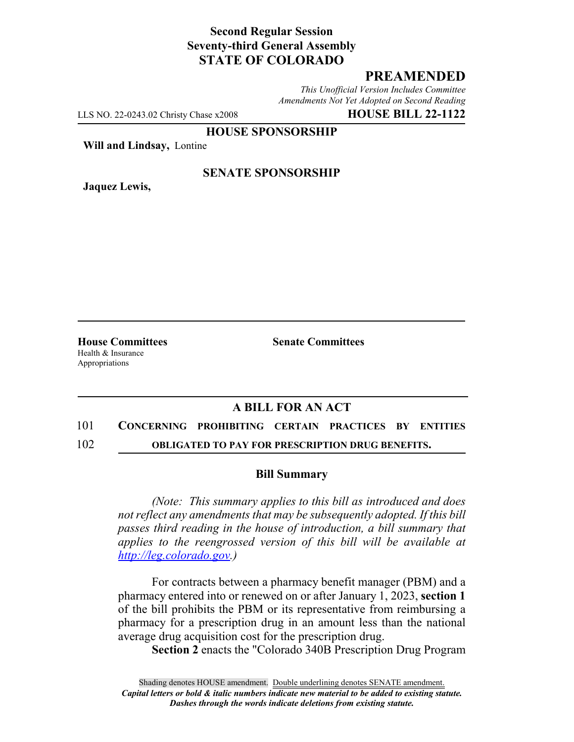**Second Regular Session**
**Seventy-third General Assembly**
**STATE OF COLORADO**

# PREAMENDED

*This Unofficial Version Includes Committee Amendments Not Yet Adopted on Second Reading*

LLS NO. 22-0243.02 Christy Chase x2008 **HOUSE BILL 22-1122**

**HOUSE SPONSORSHIP**

**Will and Lindsay,** Lontine

**SENATE SPONSORSHIP**

**Jaquez Lewis,**

**House Committees**
Health & Insurance
Appropriations

**Senate Committees**

## A BILL FOR AN ACT

101 **CONCERNING PROHIBITING CERTAIN PRACTICES BY ENTITIES**
102 **OBLIGATED TO PAY FOR PRESCRIPTION DRUG BENEFITS.**

### Bill Summary

*(Note: This summary applies to this bill as introduced and does not reflect any amendments that may be subsequently adopted. If this bill passes third reading in the house of introduction, a bill summary that applies to the reengrossed version of this bill will be available at http://leg.colorado.gov.)*

For contracts between a pharmacy benefit manager (PBM) and a pharmacy entered into or renewed on or after January 1, 2023, **section 1** of the bill prohibits the PBM or its representative from reimbursing a pharmacy for a prescription drug in an amount less than the national average drug acquisition cost for the prescription drug.

**Section 2** enacts the "Colorado 340B Prescription Drug Program

Shading denotes HOUSE amendment. Double underlining denotes SENATE amendment.
***Capital letters or bold & italic numbers indicate new material to be added to existing statute.***
***Dashes through the words indicate deletions from existing statute.***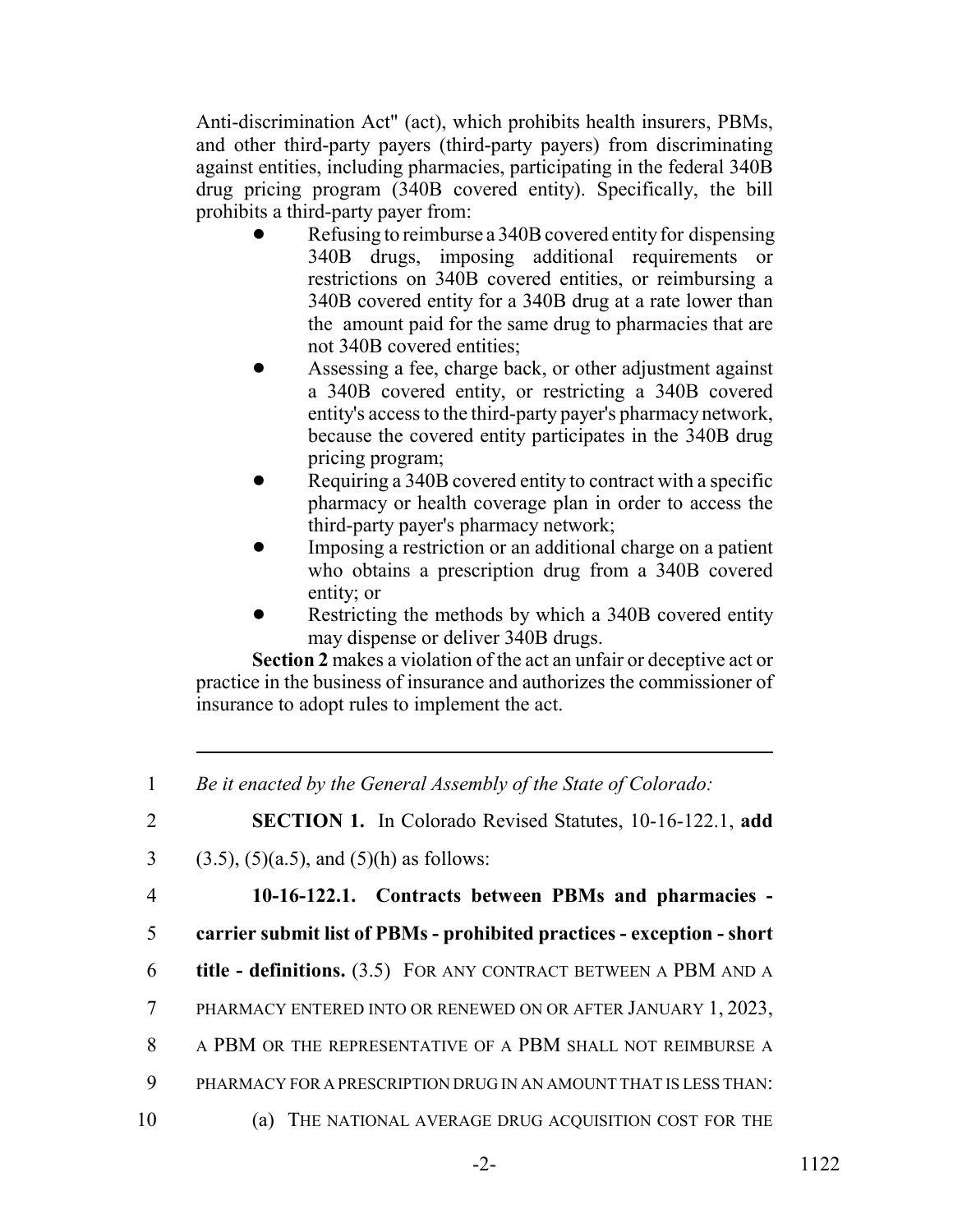Anti-discrimination Act" (act), which prohibits health insurers, PBMs, and other third-party payers (third-party payers) from discriminating against entities, including pharmacies, participating in the federal 340B drug pricing program (340B covered entity). Specifically, the bill prohibits a third-party payer from:

- Refusing to reimburse a 340B covered entity for dispensing 340B drugs, imposing additional requirements or restrictions on 340B covered entities, or reimbursing a 340B covered entity for a 340B drug at a rate lower than the amount paid for the same drug to pharmacies that are not 340B covered entities;
- Assessing a fee, charge back, or other adjustment against a 340B covered entity, or restricting a 340B covered entity's access to the third-party payer's pharmacy network, because the covered entity participates in the 340B drug pricing program;
- Requiring a 340B covered entity to contract with a specific pharmacy or health coverage plan in order to access the third-party payer's pharmacy network;
- Imposing a restriction or an additional charge on a patient who obtains a prescription drug from a 340B covered entity; or
- Restricting the methods by which a 340B covered entity may dispense or deliver 340B drugs.

**Section 2** makes a violation of the act an unfair or deceptive act or practice in the business of insurance and authorizes the commissioner of insurance to adopt rules to implement the act.

---

1 *Be it enacted by the General Assembly of the State of Colorado:*

2 **SECTION 1.** In Colorado Revised Statutes, 10-16-122.1, **add**
3 (3.5), (5)(a.5), and (5)(h) as follows:

4 **10-16-122.1. Contracts between PBMs and pharmacies -**
5 **carrier submit list of PBMs - prohibited practices - exception - short**
6 **title - definitions.** (3.5) FOR ANY CONTRACT BETWEEN A PBM AND A
7 PHARMACY ENTERED INTO OR RENEWED ON OR AFTER JANUARY 1, 2023,
8 A PBM OR THE REPRESENTATIVE OF A PBM SHALL NOT REIMBURSE A
9 PHARMACY FOR A PRESCRIPTION DRUG IN AN AMOUNT THAT IS LESS THAN:
10 (a) THE NATIONAL AVERAGE DRUG ACQUISITION COST FOR THE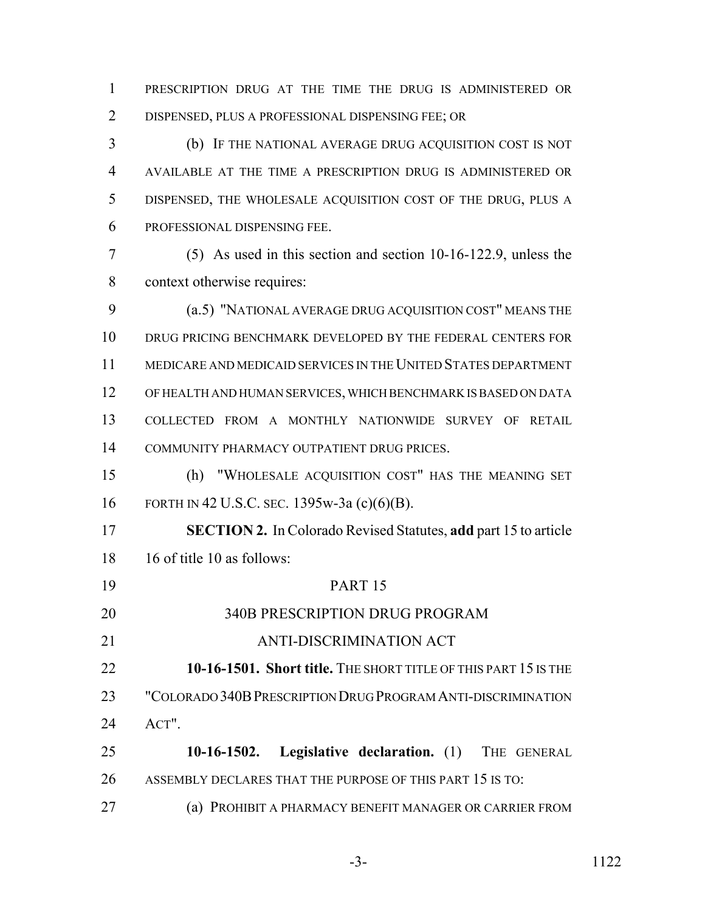PRESCRIPTION DRUG AT THE TIME THE DRUG IS ADMINISTERED OR DISPENSED, PLUS A PROFESSIONAL DISPENSING FEE; OR

(b) IF THE NATIONAL AVERAGE DRUG ACQUISITION COST IS NOT AVAILABLE AT THE TIME A PRESCRIPTION DRUG IS ADMINISTERED OR DISPENSED, THE WHOLESALE ACQUISITION COST OF THE DRUG, PLUS A PROFESSIONAL DISPENSING FEE.

(5) As used in this section and section 10-16-122.9, unless the context otherwise requires:

(a.5) "NATIONAL AVERAGE DRUG ACQUISITION COST" MEANS THE DRUG PRICING BENCHMARK DEVELOPED BY THE FEDERAL CENTERS FOR MEDICARE AND MEDICAID SERVICES IN THE UNITED STATES DEPARTMENT OF HEALTH AND HUMAN SERVICES, WHICH BENCHMARK IS BASED ON DATA COLLECTED FROM A MONTHLY NATIONWIDE SURVEY OF RETAIL COMMUNITY PHARMACY OUTPATIENT DRUG PRICES.

(h) "WHOLESALE ACQUISITION COST" HAS THE MEANING SET FORTH IN 42 U.S.C. SEC. 1395w-3a (c)(6)(B).

**SECTION 2.** In Colorado Revised Statutes, **add** part 15 to article 16 of title 10 as follows:

PART 15

340B PRESCRIPTION DRUG PROGRAM

ANTI-DISCRIMINATION ACT

**10-16-1501. Short title.** THE SHORT TITLE OF THIS PART 15 IS THE "COLORADO 340B PRESCRIPTION DRUG PROGRAM ANTI-DISCRIMINATION ACT".

**10-16-1502. Legislative declaration.** (1) THE GENERAL ASSEMBLY DECLARES THAT THE PURPOSE OF THIS PART 15 IS TO:

(a) PROHIBIT A PHARMACY BENEFIT MANAGER OR CARRIER FROM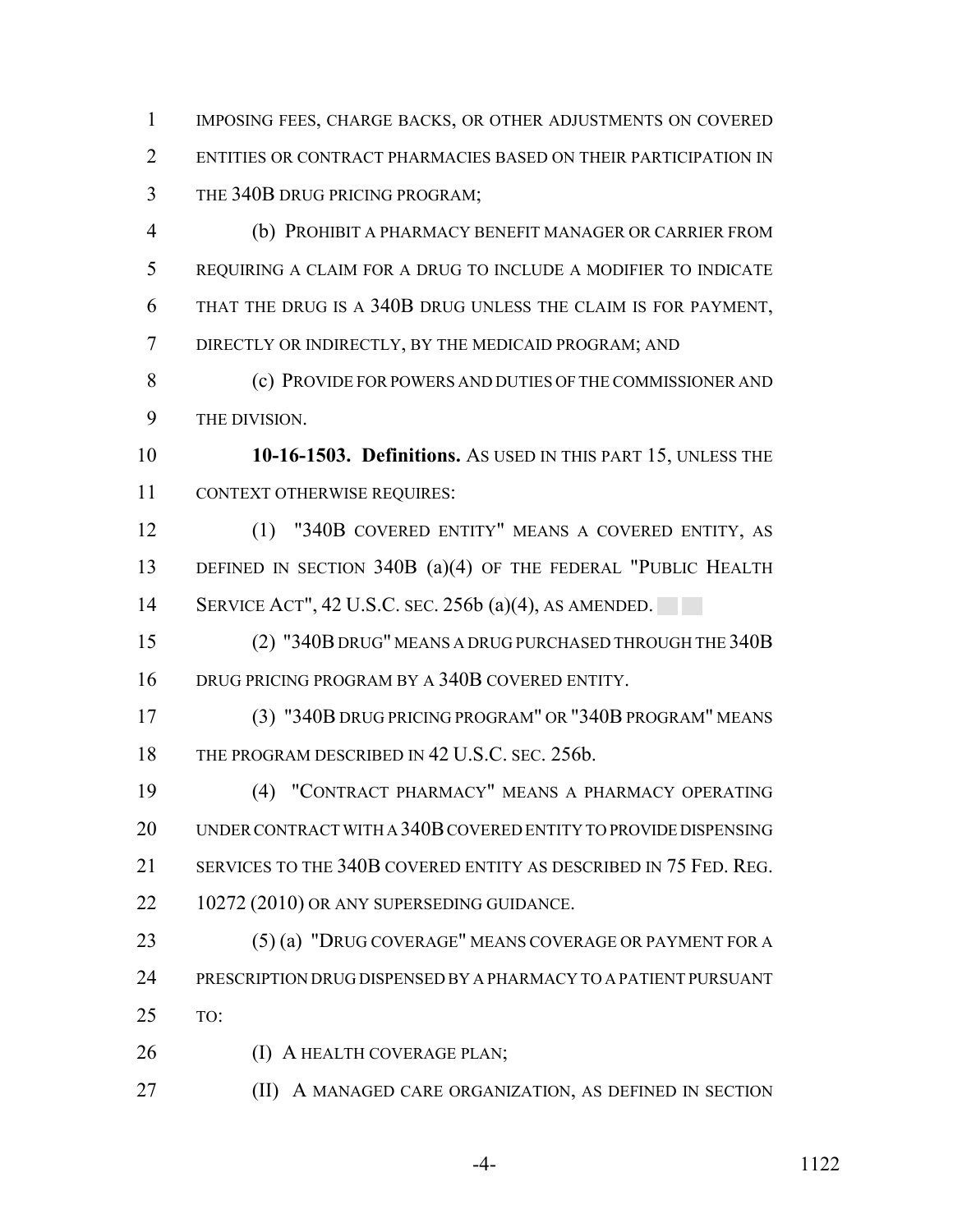IMPOSING FEES, CHARGE BACKS, OR OTHER ADJUSTMENTS ON COVERED ENTITIES OR CONTRACT PHARMACIES BASED ON THEIR PARTICIPATION IN THE 340B DRUG PRICING PROGRAM;

(b) PROHIBIT A PHARMACY BENEFIT MANAGER OR CARRIER FROM REQUIRING A CLAIM FOR A DRUG TO INCLUDE A MODIFIER TO INDICATE THAT THE DRUG IS A 340B DRUG UNLESS THE CLAIM IS FOR PAYMENT, DIRECTLY OR INDIRECTLY, BY THE MEDICAID PROGRAM; AND

(c) PROVIDE FOR POWERS AND DUTIES OF THE COMMISSIONER AND THE DIVISION.

**10-16-1503. Definitions.** AS USED IN THIS PART 15, UNLESS THE CONTEXT OTHERWISE REQUIRES:

(1) "340B COVERED ENTITY" MEANS A COVERED ENTITY, AS DEFINED IN SECTION 340B (a)(4) OF THE FEDERAL "PUBLIC HEALTH SERVICE ACT", 42 U.S.C. SEC. 256b (a)(4), AS AMENDED.

(2) "340B DRUG" MEANS A DRUG PURCHASED THROUGH THE 340B DRUG PRICING PROGRAM BY A 340B COVERED ENTITY.

(3) "340B DRUG PRICING PROGRAM" OR "340B PROGRAM" MEANS THE PROGRAM DESCRIBED IN 42 U.S.C. SEC. 256b.

(4) "CONTRACT PHARMACY" MEANS A PHARMACY OPERATING UNDER CONTRACT WITH A 340B COVERED ENTITY TO PROVIDE DISPENSING SERVICES TO THE 340B COVERED ENTITY AS DESCRIBED IN 75 FED. REG. 10272 (2010) OR ANY SUPERSEDING GUIDANCE.

(5) (a) "DRUG COVERAGE" MEANS COVERAGE OR PAYMENT FOR A PRESCRIPTION DRUG DISPENSED BY A PHARMACY TO A PATIENT PURSUANT TO:

(I) A HEALTH COVERAGE PLAN;

(II) A MANAGED CARE ORGANIZATION, AS DEFINED IN SECTION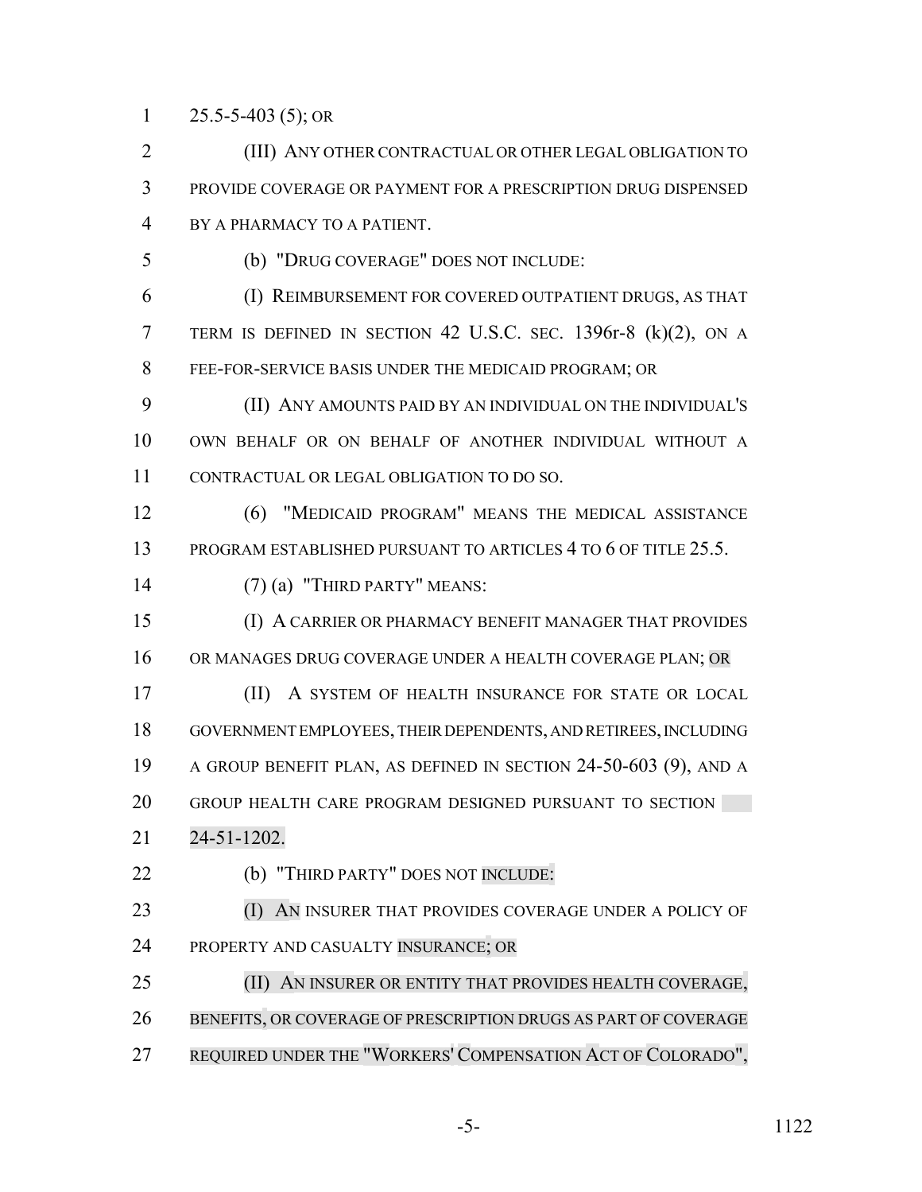25.5-5-403 (5); OR

(III) ANY OTHER CONTRACTUAL OR OTHER LEGAL OBLIGATION TO PROVIDE COVERAGE OR PAYMENT FOR A PRESCRIPTION DRUG DISPENSED BY A PHARMACY TO A PATIENT.

(b) "DRUG COVERAGE" DOES NOT INCLUDE:

(I) REIMBURSEMENT FOR COVERED OUTPATIENT DRUGS, AS THAT TERM IS DEFINED IN SECTION 42 U.S.C. SEC. 1396r-8 (k)(2), ON A FEE-FOR-SERVICE BASIS UNDER THE MEDICAID PROGRAM; OR

(II) ANY AMOUNTS PAID BY AN INDIVIDUAL ON THE INDIVIDUAL'S OWN BEHALF OR ON BEHALF OF ANOTHER INDIVIDUAL WITHOUT A CONTRACTUAL OR LEGAL OBLIGATION TO DO SO.

(6) "MEDICAID PROGRAM" MEANS THE MEDICAL ASSISTANCE PROGRAM ESTABLISHED PURSUANT TO ARTICLES 4 TO 6 OF TITLE 25.5.

(7) (a) "THIRD PARTY" MEANS:

(I) A CARRIER OR PHARMACY BENEFIT MANAGER THAT PROVIDES OR MANAGES DRUG COVERAGE UNDER A HEALTH COVERAGE PLAN; OR

(II) A SYSTEM OF HEALTH INSURANCE FOR STATE OR LOCAL GOVERNMENT EMPLOYEES, THEIR DEPENDENTS, AND RETIREES, INCLUDING A GROUP BENEFIT PLAN, AS DEFINED IN SECTION 24-50-603 (9), AND A GROUP HEALTH CARE PROGRAM DESIGNED PURSUANT TO SECTION 24-51-1202.

(b) "THIRD PARTY" DOES NOT INCLUDE:

(I) AN INSURER THAT PROVIDES COVERAGE UNDER A POLICY OF PROPERTY AND CASUALTY INSURANCE; OR

(II) AN INSURER OR ENTITY THAT PROVIDES HEALTH COVERAGE, BENEFITS, OR COVERAGE OF PRESCRIPTION DRUGS AS PART OF COVERAGE REQUIRED UNDER THE "WORKERS' COMPENSATION ACT OF COLORADO",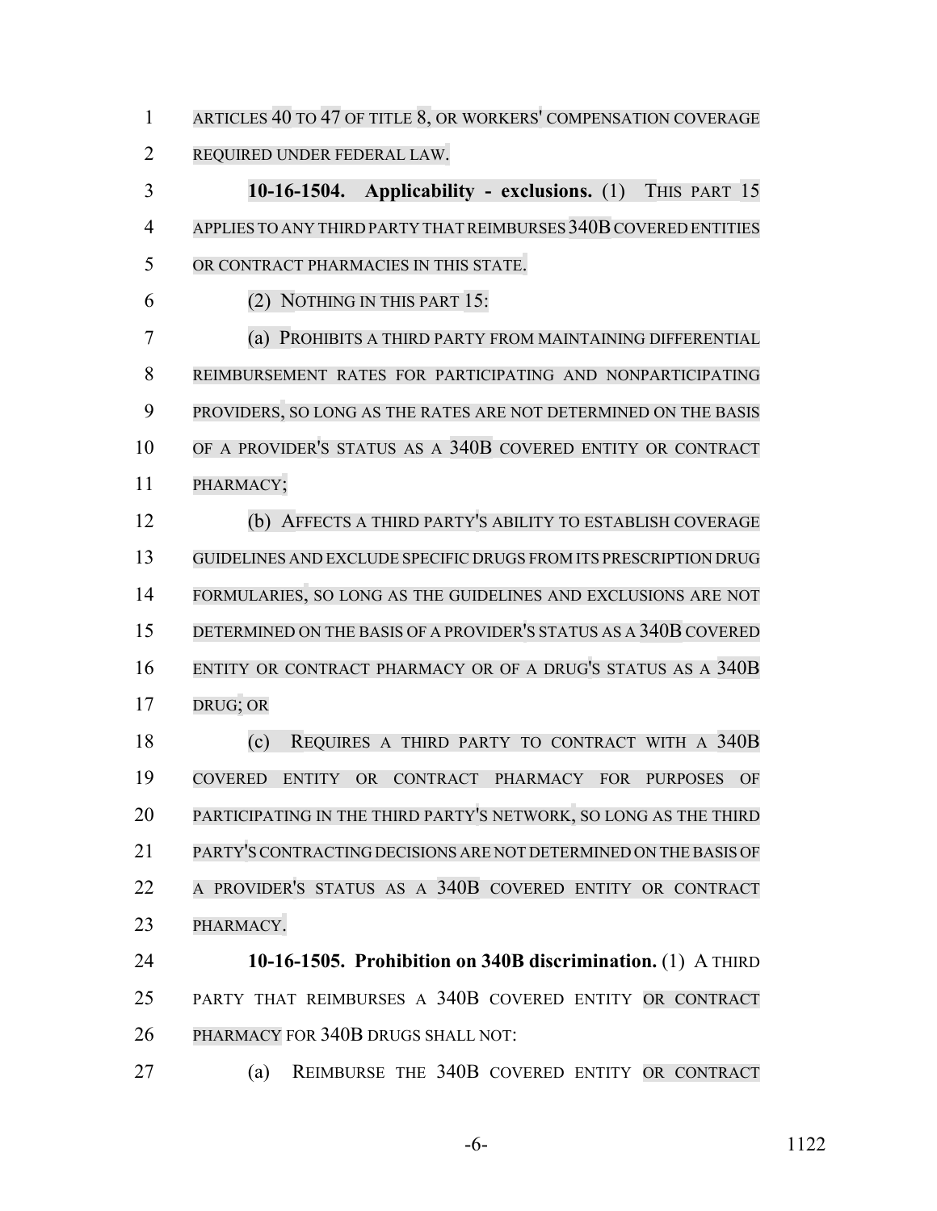ARTICLES 40 TO 47 OF TITLE 8, OR WORKERS' COMPENSATION COVERAGE REQUIRED UNDER FEDERAL LAW.

**10-16-1504. Applicability - exclusions.** (1) THIS PART 15 APPLIES TO ANY THIRD PARTY THAT REIMBURSES 340B COVERED ENTITIES OR CONTRACT PHARMACIES IN THIS STATE.

(2) NOTHING IN THIS PART 15:

(a) PROHIBITS A THIRD PARTY FROM MAINTAINING DIFFERENTIAL REIMBURSEMENT RATES FOR PARTICIPATING AND NONPARTICIPATING PROVIDERS, SO LONG AS THE RATES ARE NOT DETERMINED ON THE BASIS OF A PROVIDER'S STATUS AS A 340B COVERED ENTITY OR CONTRACT PHARMACY;

(b) AFFECTS A THIRD PARTY'S ABILITY TO ESTABLISH COVERAGE GUIDELINES AND EXCLUDE SPECIFIC DRUGS FROM ITS PRESCRIPTION DRUG FORMULARIES, SO LONG AS THE GUIDELINES AND EXCLUSIONS ARE NOT DETERMINED ON THE BASIS OF A PROVIDER'S STATUS AS A 340B COVERED ENTITY OR CONTRACT PHARMACY OR OF A DRUG'S STATUS AS A 340B DRUG; OR

(c) REQUIRES A THIRD PARTY TO CONTRACT WITH A 340B COVERED ENTITY OR CONTRACT PHARMACY FOR PURPOSES OF PARTICIPATING IN THE THIRD PARTY'S NETWORK, SO LONG AS THE THIRD PARTY'S CONTRACTING DECISIONS ARE NOT DETERMINED ON THE BASIS OF A PROVIDER'S STATUS AS A 340B COVERED ENTITY OR CONTRACT PHARMACY.

**10-16-1505. Prohibition on 340B discrimination.** (1) A THIRD PARTY THAT REIMBURSES A 340B COVERED ENTITY OR CONTRACT PHARMACY FOR 340B DRUGS SHALL NOT:

(a) REIMBURSE THE 340B COVERED ENTITY OR CONTRACT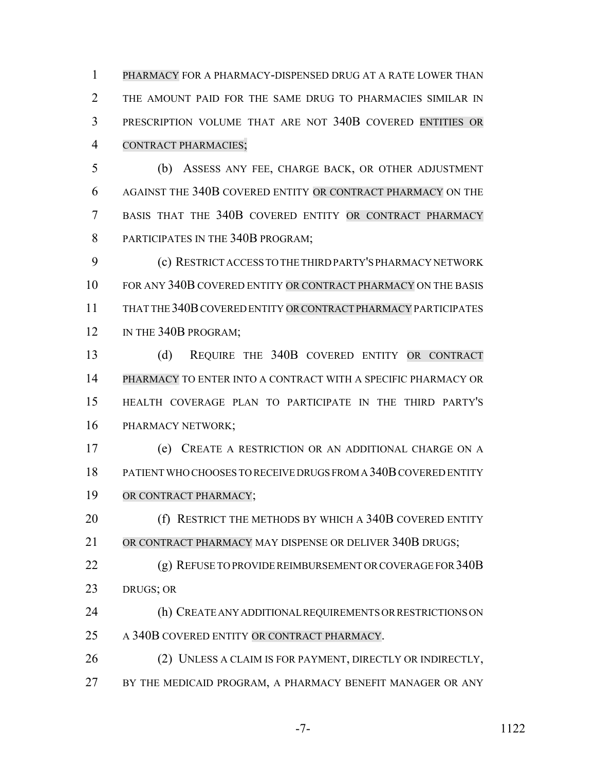PHARMACY FOR A PHARMACY-DISPENSED DRUG AT A RATE LOWER THAN THE AMOUNT PAID FOR THE SAME DRUG TO PHARMACIES SIMILAR IN PRESCRIPTION VOLUME THAT ARE NOT 340B COVERED ENTITIES OR CONTRACT PHARMACIES;

(b) ASSESS ANY FEE, CHARGE BACK, OR OTHER ADJUSTMENT AGAINST THE 340B COVERED ENTITY OR CONTRACT PHARMACY ON THE BASIS THAT THE 340B COVERED ENTITY OR CONTRACT PHARMACY PARTICIPATES IN THE 340B PROGRAM;

(c) RESTRICT ACCESS TO THE THIRD PARTY'S PHARMACY NETWORK FOR ANY 340B COVERED ENTITY OR CONTRACT PHARMACY ON THE BASIS THAT THE 340B COVERED ENTITY OR CONTRACT PHARMACY PARTICIPATES IN THE 340B PROGRAM;

(d) REQUIRE THE 340B COVERED ENTITY OR CONTRACT PHARMACY TO ENTER INTO A CONTRACT WITH A SPECIFIC PHARMACY OR HEALTH COVERAGE PLAN TO PARTICIPATE IN THE THIRD PARTY'S PHARMACY NETWORK;

(e) CREATE A RESTRICTION OR AN ADDITIONAL CHARGE ON A PATIENT WHO CHOOSES TO RECEIVE DRUGS FROM A 340B COVERED ENTITY OR CONTRACT PHARMACY;

(f) RESTRICT THE METHODS BY WHICH A 340B COVERED ENTITY OR CONTRACT PHARMACY MAY DISPENSE OR DELIVER 340B DRUGS;

(g) REFUSE TO PROVIDE REIMBURSEMENT OR COVERAGE FOR 340B DRUGS; OR

(h) CREATE ANY ADDITIONAL REQUIREMENTS OR RESTRICTIONS ON A 340B COVERED ENTITY OR CONTRACT PHARMACY.

(2) UNLESS A CLAIM IS FOR PAYMENT, DIRECTLY OR INDIRECTLY, BY THE MEDICAID PROGRAM, A PHARMACY BENEFIT MANAGER OR ANY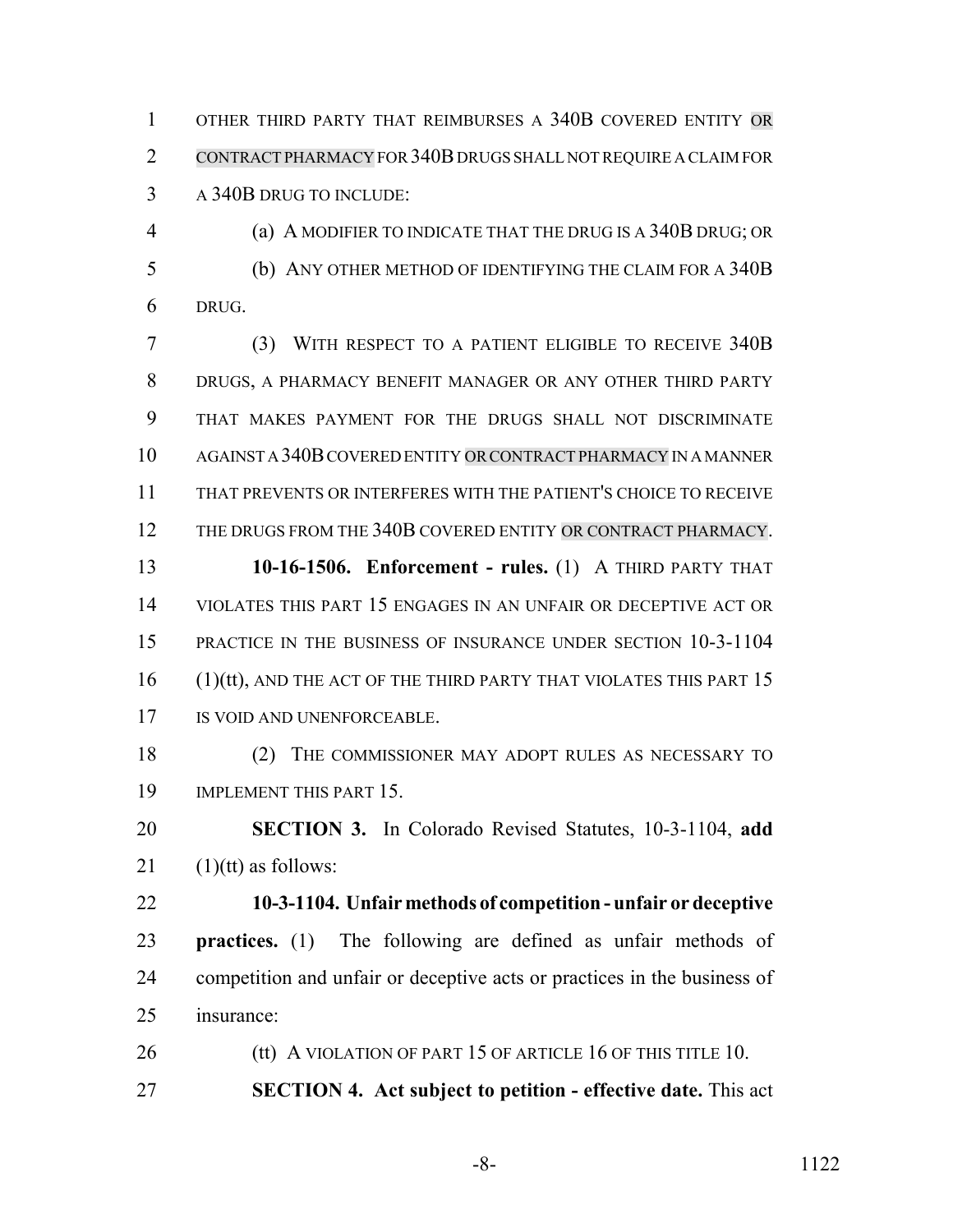OTHER THIRD PARTY THAT REIMBURSES A 340B COVERED ENTITY OR CONTRACT PHARMACY FOR 340B DRUGS SHALL NOT REQUIRE A CLAIM FOR A 340B DRUG TO INCLUDE:

(a) A MODIFIER TO INDICATE THAT THE DRUG IS A 340B DRUG; OR

(b) ANY OTHER METHOD OF IDENTIFYING THE CLAIM FOR A 340B DRUG.

(3) WITH RESPECT TO A PATIENT ELIGIBLE TO RECEIVE 340B DRUGS, A PHARMACY BENEFIT MANAGER OR ANY OTHER THIRD PARTY THAT MAKES PAYMENT FOR THE DRUGS SHALL NOT DISCRIMINATE AGAINST A 340B COVERED ENTITY OR CONTRACT PHARMACY IN A MANNER THAT PREVENTS OR INTERFERES WITH THE PATIENT'S CHOICE TO RECEIVE THE DRUGS FROM THE 340B COVERED ENTITY OR CONTRACT PHARMACY.

**10-16-1506. Enforcement - rules.** (1) A THIRD PARTY THAT VIOLATES THIS PART 15 ENGAGES IN AN UNFAIR OR DECEPTIVE ACT OR PRACTICE IN THE BUSINESS OF INSURANCE UNDER SECTION 10-3-1104 (1)(tt), AND THE ACT OF THE THIRD PARTY THAT VIOLATES THIS PART 15 IS VOID AND UNENFORCEABLE.

(2) THE COMMISSIONER MAY ADOPT RULES AS NECESSARY TO IMPLEMENT THIS PART 15.

**SECTION 3.** In Colorado Revised Statutes, 10-3-1104, **add** (1)(tt) as follows:

**10-3-1104. Unfair methods of competition - unfair or deceptive practices.** (1) The following are defined as unfair methods of competition and unfair or deceptive acts or practices in the business of insurance:

(tt) A VIOLATION OF PART 15 OF ARTICLE 16 OF THIS TITLE 10.

**SECTION 4. Act subject to petition - effective date.** This act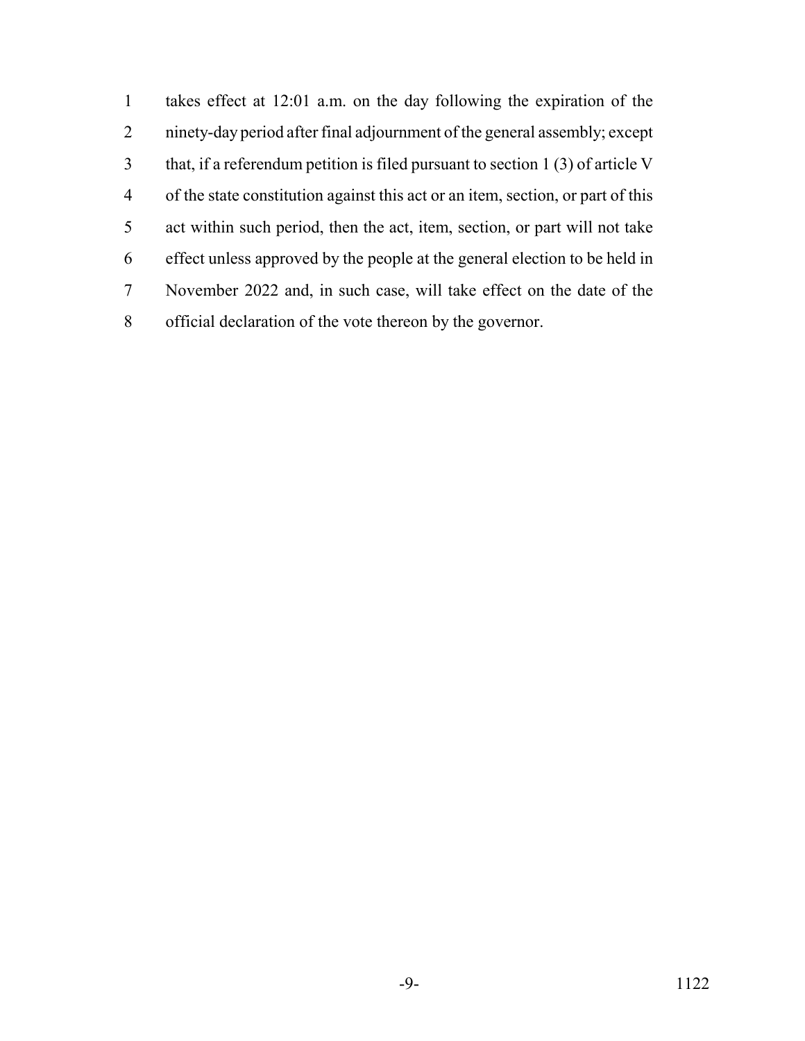takes effect at 12:01 a.m. on the day following the expiration of the ninety-day period after final adjournment of the general assembly; except that, if a referendum petition is filed pursuant to section 1 (3) of article V of the state constitution against this act or an item, section, or part of this act within such period, then the act, item, section, or part will not take effect unless approved by the people at the general election to be held in November 2022 and, in such case, will take effect on the date of the official declaration of the vote thereon by the governor.